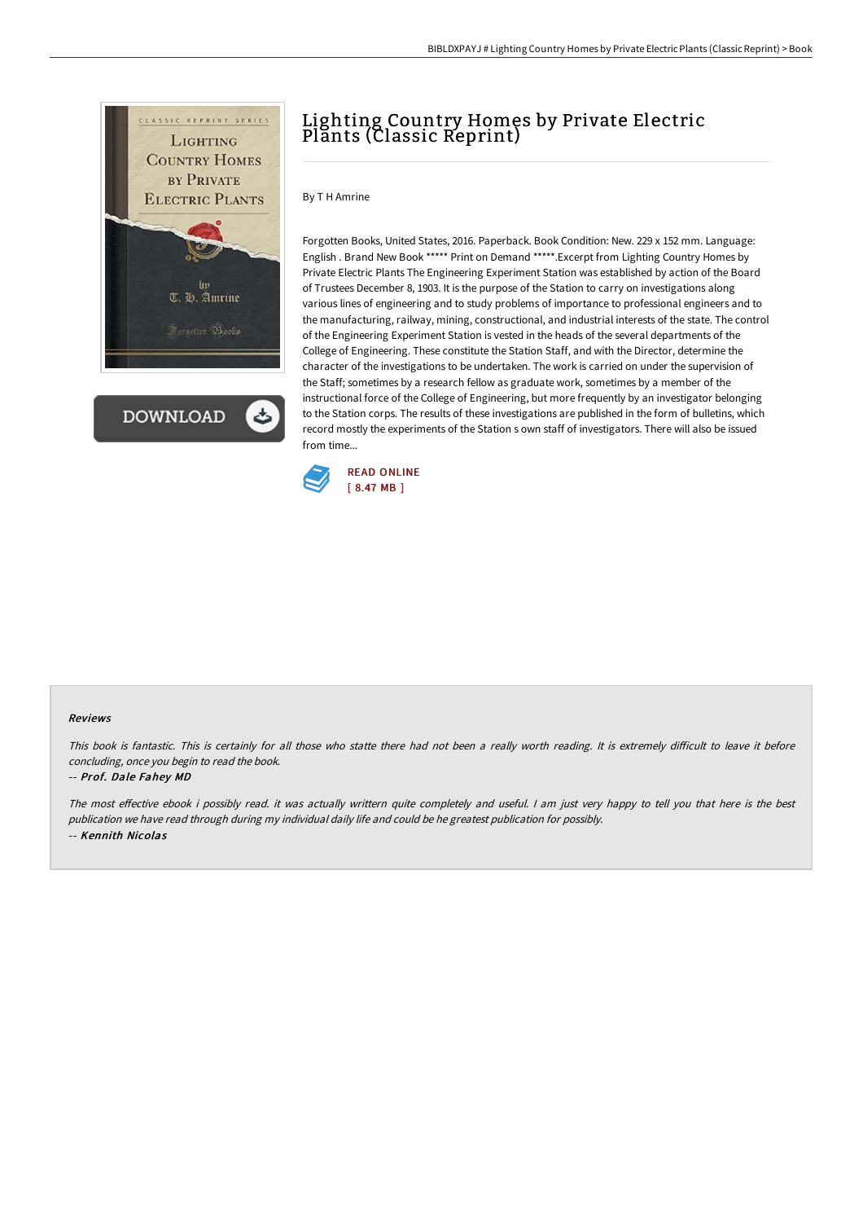# Lighting Country Homes by Private Electric Plants (Classic Reprint)

By T H Amrine

Forgotten Books, United States, 2016. Paperback. Book Condition: New. 229 x 152 mm. Language: English . Brand New Book ***** Print on Demand *****.Excerpt from Lighting Country Homes by Private Electric Plants The Engineering Experiment Station was established by action of the Board of Trustees December 8, 1903. It is the purpose of the Station to carry on investigations along various lines of engineering and to study problems of importance to professional engineers and to the manufacturing, railway, mining, constructional, and industrial interests of the state. The control of the Engineering Experiment Station is vested in the heads of the several departments of the College of Engineering. These constitute the Station Staff, and with the Director, determine the character of the investigations to be undertaken. The work is carried on under the supervision of the Staff; sometimes by a research fellow as graduate work, sometimes by a member of the instructional force of the College of Engineering, but more frequently by an investigator belonging to the Station corps. The results of these investigations are published in the form of bulletins, which record mostly the experiments of the Station s own staff of investigators. There will also be issued from time...

READ ONLINE
[ 8.47 MB ]

### Reviews

*This book is fantastic. This is certainly for all those who statte there had not been a really worth reading. It is extremely difficult to leave it before concluding, once you begin to read the book.*

-- ***Prof. Dale Fahey MD***

*The most effective ebook i possibly read. it was actually writtern quite completely and useful. I am just very happy to tell you that here is the best publication we have read through during my individual daily life and could be he greatest publication for possibly.*

-- ***Kennith Nicolas***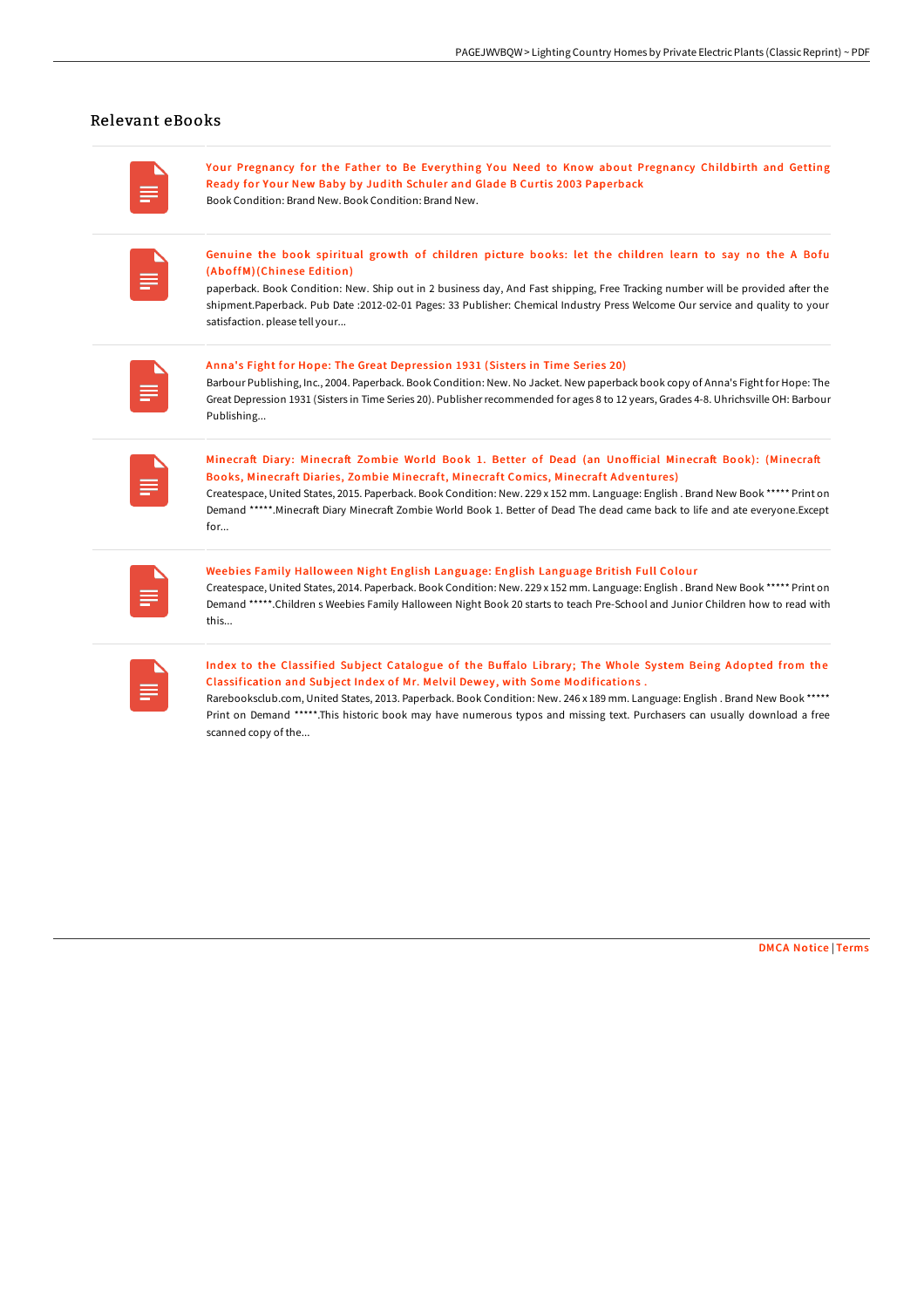## Relevant eBooks

**Your Pregnancy for the Father to Be Everything You Need to Know about Pregnancy Childbirth and Getting Ready for Your New Baby by Judith Schuler and Glade B Curtis 2003 Paperback**

Book Condition: Brand New. Book Condition: Brand New.

**Genuine the book spiritual growth of children picture books: let the children learn to say no the A Bofu (AboffM)(Chinese Edition)**

paperback. Book Condition: New. Ship out in 2 business day, And Fast shipping, Free Tracking number will be provided after the shipment.Paperback. Pub Date :2012-02-01 Pages: 33 Publisher: Chemical Industry Press Welcome Our service and quality to your satisfaction. please tell your...

**Anna's Fight for Hope: The Great Depression 1931 (Sisters in Time Series 20)**

Barbour Publishing, Inc., 2004. Paperback. Book Condition: New. No Jacket. New paperback book copy of Anna's Fight for Hope: The Great Depression 1931 (Sisters in Time Series 20). Publisher recommended for ages 8 to 12 years, Grades 4-8. Uhrichsville OH: Barbour Publishing...

**Minecraft Diary: Minecraft Zombie World Book 1. Better of Dead (an Unofficial Minecraft Book): (Minecraft Books, Minecraft Diaries, Zombie Minecraft, Minecraft Comics, Minecraft Adventures)**

Createspace, United States, 2015. Paperback. Book Condition: New. 229 x 152 mm. Language: English . Brand New Book ***** Print on Demand *****.Minecraft Diary Minecraft Zombie World Book 1. Better of Dead The dead came back to life and ate everyone.Except for...

**Weebies Family Halloween Night English Language: English Language British Full Colour**

Createspace, United States, 2014. Paperback. Book Condition: New. 229 x 152 mm. Language: English . Brand New Book ***** Print on Demand *****.Children s Weebies Family Halloween Night Book 20 starts to teach Pre-School and Junior Children how to read with this...

**Index to the Classified Subject Catalogue of the Buffalo Library; The Whole System Being Adopted from the Classification and Subject Index of Mr. Melvil Dewey, with Some Modifications .**

Rarebooksclub.com, United States, 2013. Paperback. Book Condition: New. 246 x 189 mm. Language: English . Brand New Book ***** Print on Demand *****.This historic book may have numerous typos and missing text. Purchasers can usually download a free scanned copy of the...